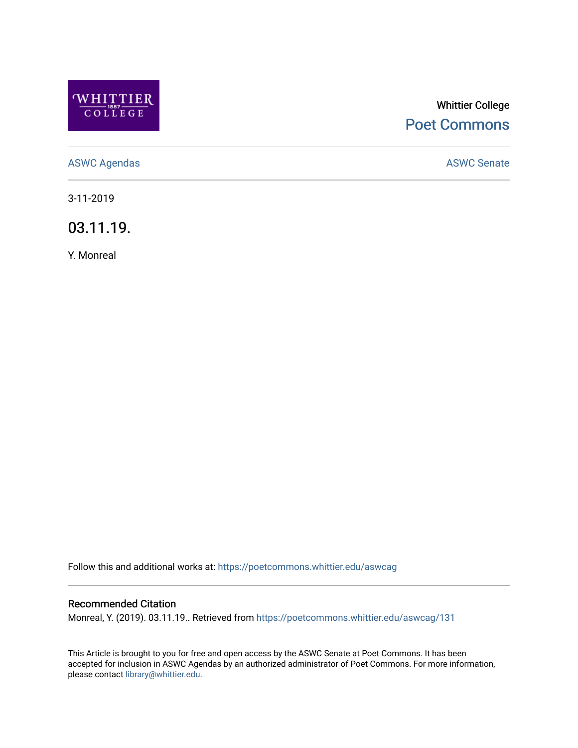Whittier College

Poet Commons

ASWC Agendas

ASWC Senate

3-11-2019

# 03.11.19.

Y. Monreal

Follow this and additional works at: https://poetcommons.whittier.edu/aswcag

## Recommended Citation

Monreal, Y. (2019). 03.11.19.. Retrieved from https://poetcommons.whittier.edu/aswcag/131

This Article is brought to you for free and open access by the ASWC Senate at Poet Commons. It has been accepted for inclusion in ASWC Agendas by an authorized administrator of Poet Commons. For more information, please contact library@whittier.edu.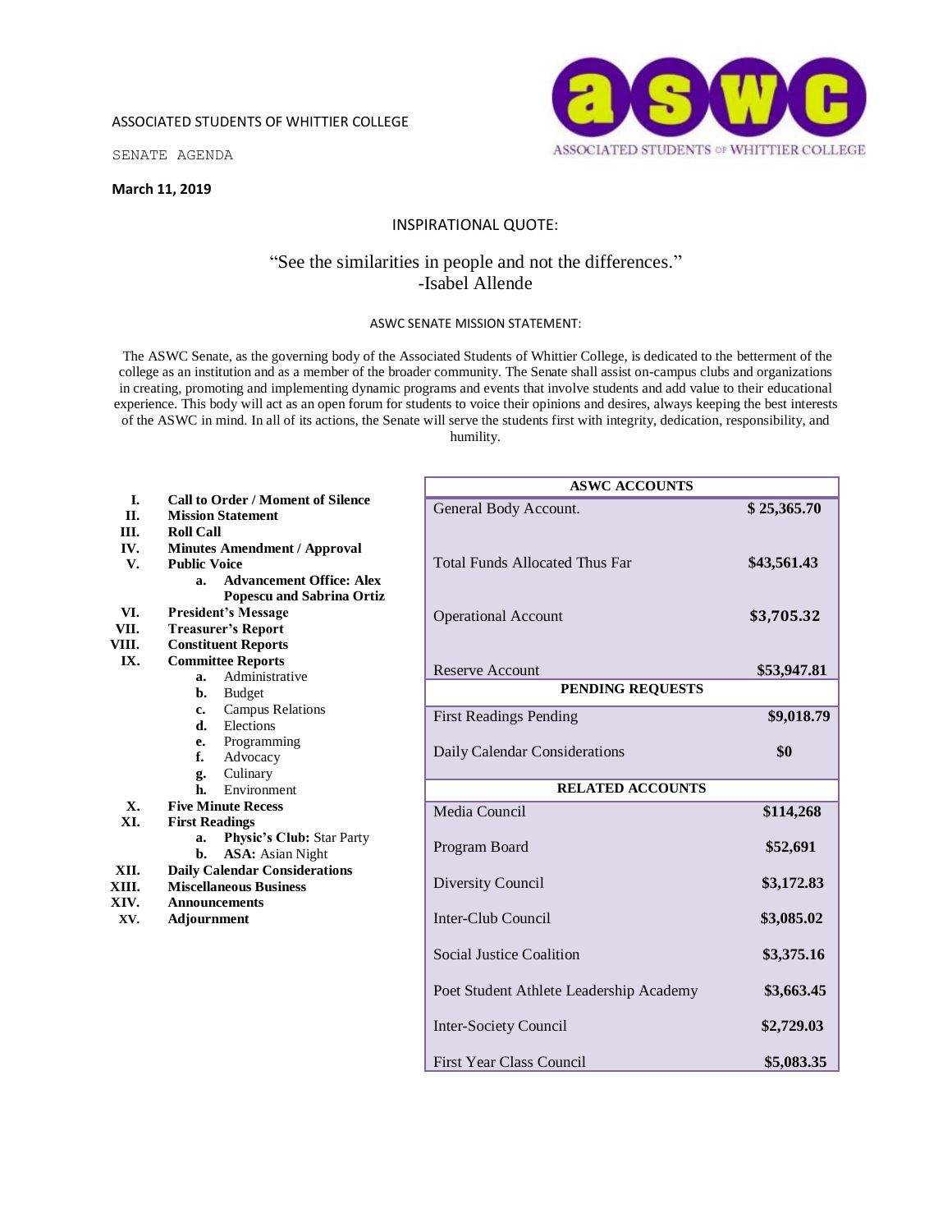ASSOCIATED STUDENTS OF WHITTIER COLLEGE

SENATE AGENDA

**March 11, 2019**

INSPIRATIONAL QUOTE:

"See the similarities in people and not the differences."
-Isabel Allende

ASWC SENATE MISSION STATEMENT:

The ASWC Senate, as the governing body of the Associated Students of Whittier College, is dedicated to the betterment of the college as an institution and as a member of the broader community. The Senate shall assist on-campus clubs and organizations in creating, promoting and implementing dynamic programs and events that involve students and add value to their educational experience. This body will act as an open forum for students to voice their opinions and desires, always keeping the best interests of the ASWC in mind. In all of its actions, the Senate will serve the students first with integrity, dedication, responsibility, and humility.

- **I. Call to Order / Moment of Silence**
- **II. Mission Statement**
- **III. Roll Call**
- **IV. Minutes Amendment / Approval**
- **V. Public Voice**
  - **a. Advancement Office: Alex Popescu and Sabrina Ortiz**
- **VI. President's Message**
- **VII. Treasurer's Report**
- **VIII. Constituent Reports**
- **IX. Committee Reports**
  - **a.** Administrative
  - **b.** Budget
  - **c.** Campus Relations
  - **d.** Elections
  - **e.** Programming
  - **f.** Advocacy
  - **g.** Culinary
  - **h.** Environment
- **X. Five Minute Recess**
- **XI. First Readings**
  - **a. Physic's Club:** Star Party
  - **b. ASA:** Asian Night
- **XII. Daily Calendar Considerations**
- **XIII. Miscellaneous Business**
- **XIV. Announcements**
- **XV. Adjournment**

| **ASWC ACCOUNTS** | |
|---|---|
| General Body Account. | **$ 25,365.70** |
| Total Funds Allocated Thus Far | **$43,561.43** |
| Operational Account | **$3,705.32** |
| Reserve Account | **$53,947.81** |
| **PENDING REQUESTS** | |
| First Readings Pending | **$9,018.79** |
| Daily Calendar Considerations | **$0** |
| **RELATED ACCOUNTS** | |
| Media Council | **$114,268** |
| Program Board | **$52,691** |
| Diversity Council | **$3,172.83** |
| Inter-Club Council | **$3,085.02** |
| Social Justice Coalition | **$3,375.16** |
| Poet Student Athlete Leadership Academy | **$3,663.45** |
| Inter-Society Council | **$2,729.03** |
| First Year Class Council | **$5,083.35** |